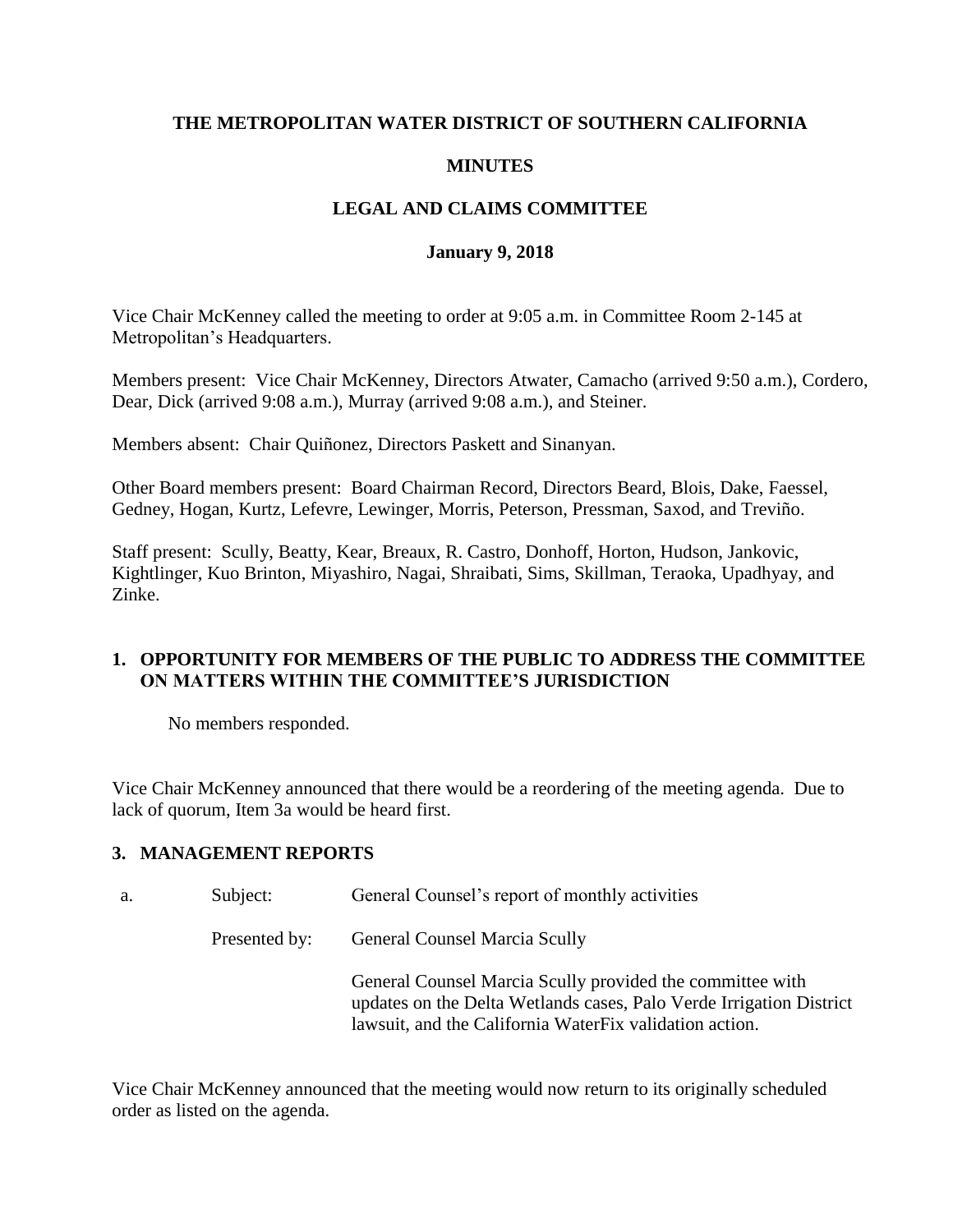**THE METROPOLITAN WATER DISTRICT OF SOUTHERN CALIFORNIA**

**MINUTES**

**LEGAL AND CLAIMS COMMITTEE**

**January 9, 2018**

Vice Chair McKenney called the meeting to order at 9:05 a.m. in Committee Room 2-145 at Metropolitan's Headquarters.

Members present: Vice Chair McKenney, Directors Atwater, Camacho (arrived 9:50 a.m.), Cordero, Dear, Dick (arrived 9:08 a.m.), Murray (arrived 9:08 a.m.), and Steiner.

Members absent: Chair Quiñonez, Directors Paskett and Sinanyan.

Other Board members present: Board Chairman Record, Directors Beard, Blois, Dake, Faessel, Gedney, Hogan, Kurtz, Lefevre, Lewinger, Morris, Peterson, Pressman, Saxod, and Treviño.

Staff present: Scully, Beatty, Kear, Breaux, R. Castro, Donhoff, Horton, Hudson, Jankovic, Kightlinger, Kuo Brinton, Miyashiro, Nagai, Shraibati, Sims, Skillman, Teraoka, Upadhyay, and Zinke.

## 1. OPPORTUNITY FOR MEMBERS OF THE PUBLIC TO ADDRESS THE COMMITTEE ON MATTERS WITHIN THE COMMITTEE'S JURISDICTION

No members responded.

Vice Chair McKenney announced that there would be a reordering of the meeting agenda. Due to lack of quorum, Item 3a would be heard first.

## 3. MANAGEMENT REPORTS

a. Subject: General Counsel's report of monthly activities

Presented by: General Counsel Marcia Scully

General Counsel Marcia Scully provided the committee with updates on the Delta Wetlands cases, Palo Verde Irrigation District lawsuit, and the California WaterFix validation action.

Vice Chair McKenney announced that the meeting would now return to its originally scheduled order as listed on the agenda.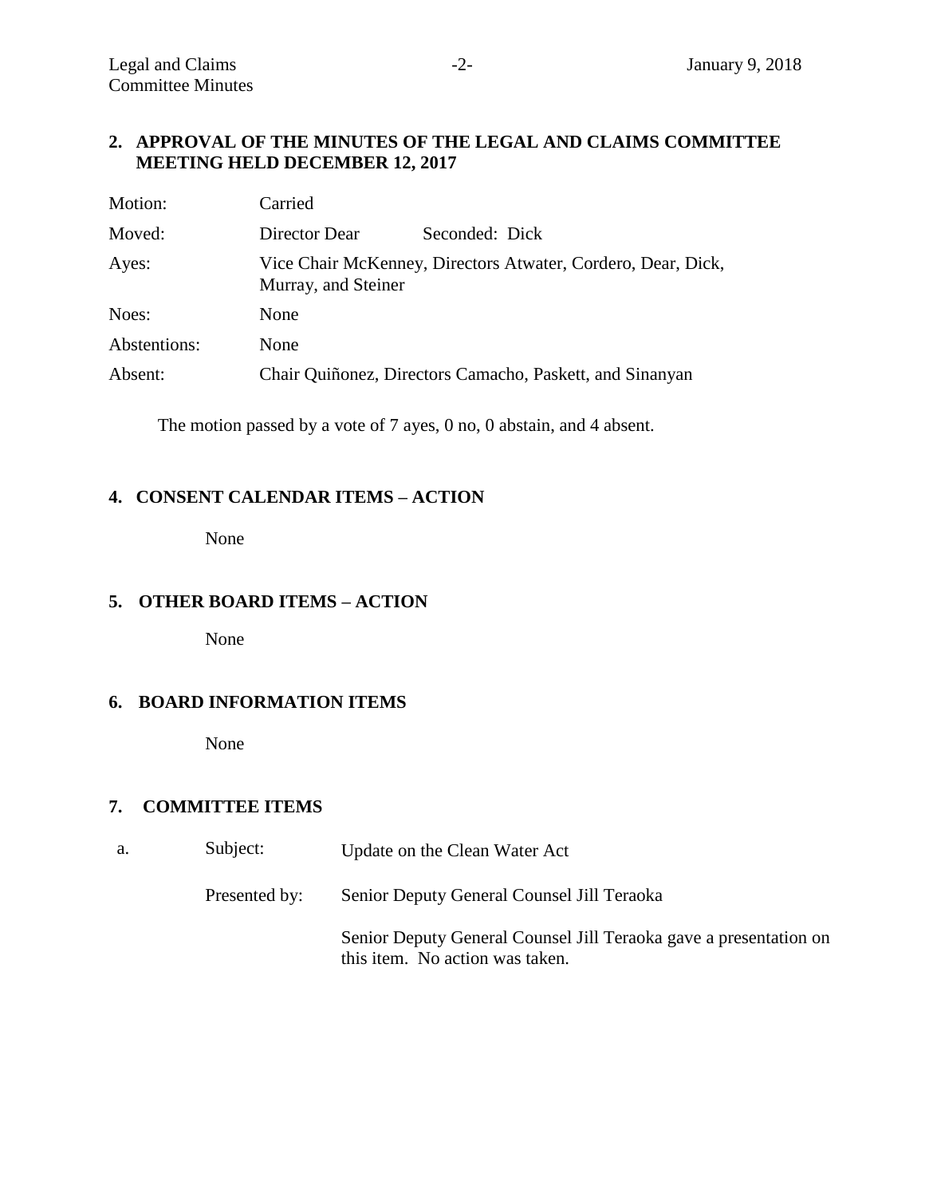## 2. APPROVAL OF THE MINUTES OF THE LEGAL AND CLAIMS COMMITTEE MEETING HELD DECEMBER 12, 2017

| | | |
|---|---|---|
| Motion: | Carried | |
| Moved: | Director Dear | Seconded: Dick |
| Ayes: | Vice Chair McKenney, Directors Atwater, Cordero, Dear, Dick, Murray, and Steiner | |
| Noes: | None | |
| Abstentions: | None | |
| Absent: | Chair Quiñonez, Directors Camacho, Paskett, and Sinanyan | |

The motion passed by a vote of 7 ayes, 0 no, 0 abstain, and 4 absent.

## 4. CONSENT CALENDAR ITEMS – ACTION

None

## 5. OTHER BOARD ITEMS – ACTION

None

## 6. BOARD INFORMATION ITEMS

None

## 7. COMMITTEE ITEMS

a. Subject: Update on the Clean Water Act

Presented by: Senior Deputy General Counsel Jill Teraoka

Senior Deputy General Counsel Jill Teraoka gave a presentation on this item. No action was taken.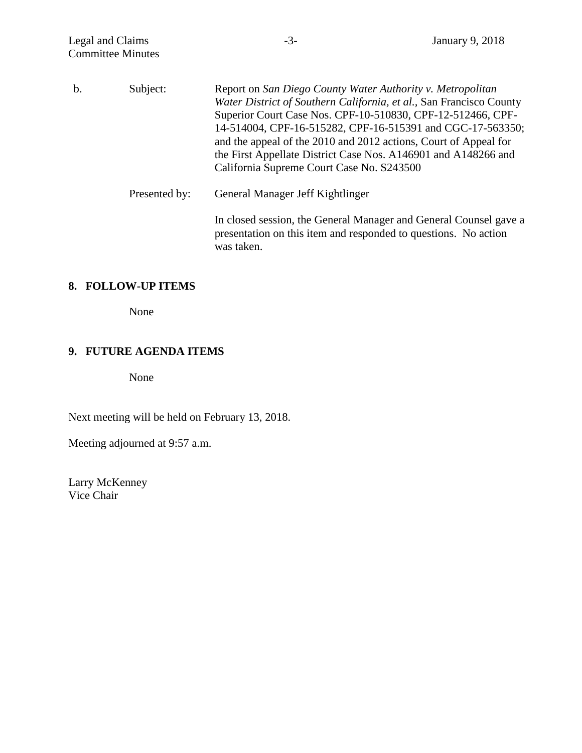b. Subject: Report on *San Diego County Water Authority v. Metropolitan Water District of Southern California, et al.*, San Francisco County Superior Court Case Nos. CPF-10-510830, CPF-12-512466, CPF-14-514004, CPF-16-515282, CPF-16-515391 and CGC-17-563350; and the appeal of the 2010 and 2012 actions, Court of Appeal for the First Appellate District Case Nos. A146901 and A148266 and California Supreme Court Case No. S243500

Presented by: General Manager Jeff Kightlinger

In closed session, the General Manager and General Counsel gave a presentation on this item and responded to questions. No action was taken.

## 8. FOLLOW-UP ITEMS

None

## 9. FUTURE AGENDA ITEMS

None

Next meeting will be held on February 13, 2018.

Meeting adjourned at 9:57 a.m.

Larry McKenney
Vice Chair